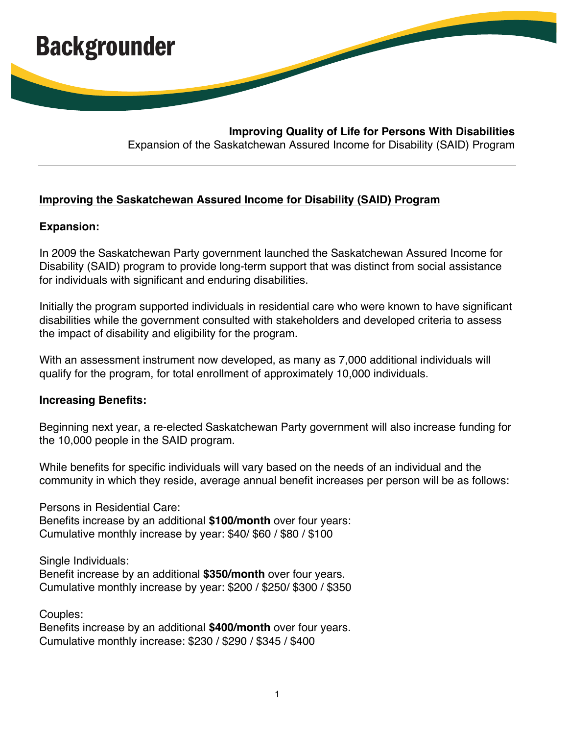# Backgrounder

**Improving Quality of Life for Persons With Disabilities**
Expansion of the Saskatchewan Assured Income for Disability (SAID) Program

---

## Improving the Saskatchewan Assured Income for Disability (SAID) Program

### Expansion:

In 2009 the Saskatchewan Party government launched the Saskatchewan Assured Income for Disability (SAID) program to provide long-term support that was distinct from social assistance for individuals with significant and enduring disabilities.

Initially the program supported individuals in residential care who were known to have significant disabilities while the government consulted with stakeholders and developed criteria to assess the impact of disability and eligibility for the program.

With an assessment instrument now developed, as many as 7,000 additional individuals will qualify for the program, for total enrollment of approximately 10,000 individuals.

### Increasing Benefits:

Beginning next year, a re-elected Saskatchewan Party government will also increase funding for the 10,000 people in the SAID program.

While benefits for specific individuals will vary based on the needs of an individual and the community in which they reside, average annual benefit increases per person will be as follows:

Persons in Residential Care:
Benefits increase by an additional **$100/month** over four years:
Cumulative monthly increase by year: $40/ $60 / $80 / $100

Single Individuals:
Benefit increase by an additional **$350/month** over four years.
Cumulative monthly increase by year: $200 / $250/ $300 / $350

Couples:
Benefits increase by an additional **$400/month** over four years.
Cumulative monthly increase: $230 / $290 / $345 / $400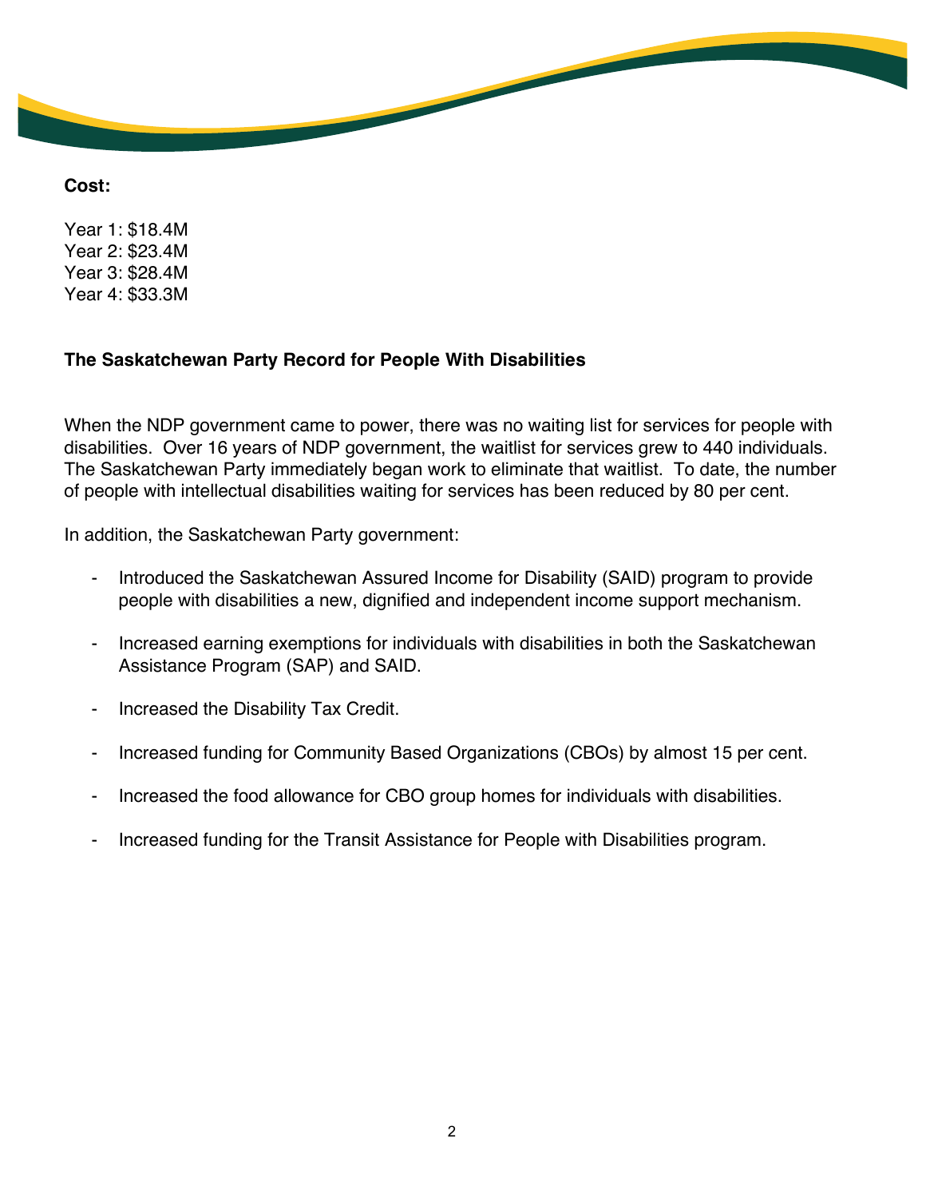**Cost:**

Year 1: $18.4M
Year 2: $23.4M
Year 3: $28.4M
Year 4: $33.3M

**The Saskatchewan Party Record for People With Disabilities**

When the NDP government came to power, there was no waiting list for services for people with disabilities. Over 16 years of NDP government, the waitlist for services grew to 440 individuals. The Saskatchewan Party immediately began work to eliminate that waitlist. To date, the number of people with intellectual disabilities waiting for services has been reduced by 80 per cent.

In addition, the Saskatchewan Party government:

- Introduced the Saskatchewan Assured Income for Disability (SAID) program to provide people with disabilities a new, dignified and independent income support mechanism.

- Increased earning exemptions for individuals with disabilities in both the Saskatchewan Assistance Program (SAP) and SAID.

- Increased the Disability Tax Credit.

- Increased funding for Community Based Organizations (CBOs) by almost 15 per cent.

- Increased the food allowance for CBO group homes for individuals with disabilities.

- Increased funding for the Transit Assistance for People with Disabilities program.